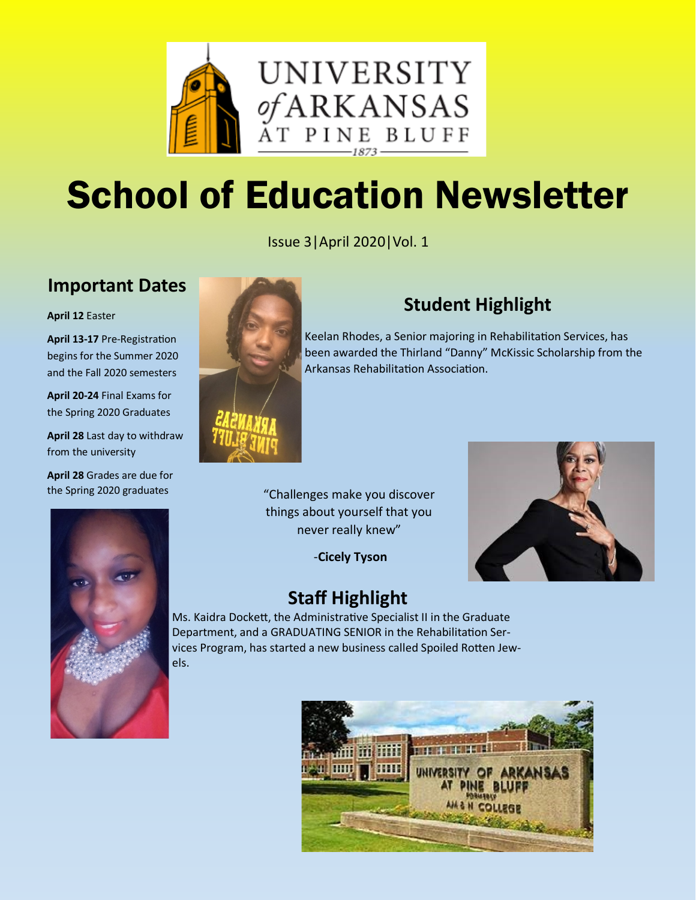# School of Education Newsletter

Issue 3|April 2020|Vol. 1

## Important Dates

**April 12** Easter

**April 13-17** Pre-Registration begins for the Summer 2020 and the Fall 2020 semesters

**April 20-24** Final Exams for the Spring 2020 Graduates

**April 28** Last day to withdraw from the university

**April 28** Grades are due for the Spring 2020 graduates

## Student Highlight

Keelan Rhodes, a Senior majoring in Rehabilitation Services, has been awarded the Thirland "Danny" McKissic Scholarship from the Arkansas Rehabilitation Association.

"Challenges make you discover things about yourself that you never really knew"

-**Cicely Tyson**

## Staff Highlight

Ms. Kaidra Dockett, the Administrative Specialist II in the Graduate Department, and a GRADUATING SENIOR in the Rehabilitation Services Program, has started a new business called Spoiled Rotten Jewels.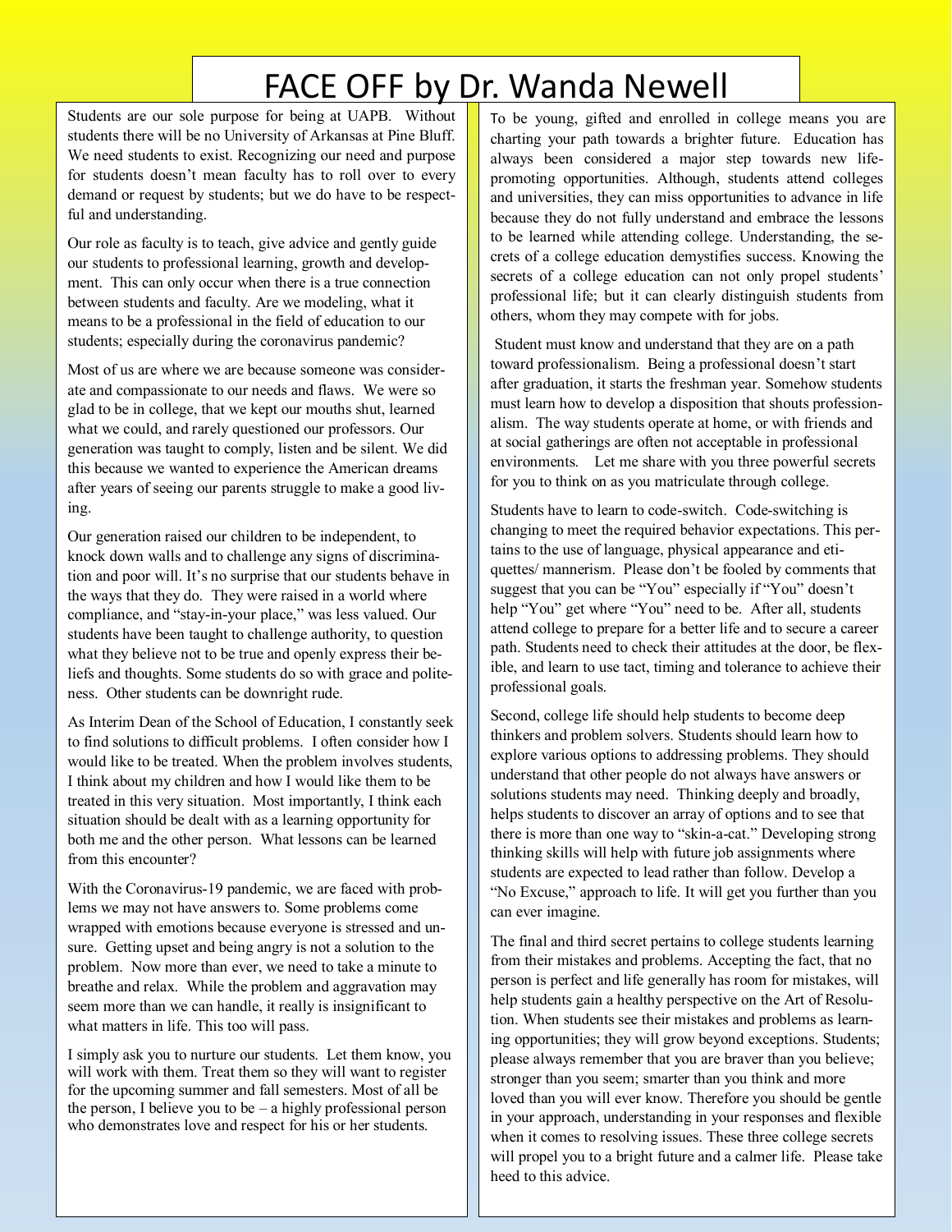# FACE OFF by Dr. Wanda Newell

Students are our sole purpose for being at UAPB. Without students there will be no University of Arkansas at Pine Bluff. We need students to exist. Recognizing our need and purpose for students doesn't mean faculty has to roll over to every demand or request by students; but we do have to be respectful and understanding.

Our role as faculty is to teach, give advice and gently guide our students to professional learning, growth and development. This can only occur when there is a true connection between students and faculty. Are we modeling, what it means to be a professional in the field of education to our students; especially during the coronavirus pandemic?

Most of us are where we are because someone was considerate and compassionate to our needs and flaws. We were so glad to be in college, that we kept our mouths shut, learned what we could, and rarely questioned our professors. Our generation was taught to comply, listen and be silent. We did this because we wanted to experience the American dreams after years of seeing our parents struggle to make a good living.

Our generation raised our children to be independent, to knock down walls and to challenge any signs of discrimination and poor will. It's no surprise that our students behave in the ways that they do. They were raised in a world where compliance, and "stay-in-your place," was less valued. Our students have been taught to challenge authority, to question what they believe not to be true and openly express their beliefs and thoughts. Some students do so with grace and politeness. Other students can be downright rude.

As Interim Dean of the School of Education, I constantly seek to find solutions to difficult problems. I often consider how I would like to be treated. When the problem involves students, I think about my children and how I would like them to be treated in this very situation. Most importantly, I think each situation should be dealt with as a learning opportunity for both me and the other person. What lessons can be learned from this encounter?

With the Coronavirus-19 pandemic, we are faced with problems we may not have answers to. Some problems come wrapped with emotions because everyone is stressed and unsure. Getting upset and being angry is not a solution to the problem. Now more than ever, we need to take a minute to breathe and relax. While the problem and aggravation may seem more than we can handle, it really is insignificant to what matters in life. This too will pass.

I simply ask you to nurture our students. Let them know, you will work with them. Treat them so they will want to register for the upcoming summer and fall semesters. Most of all be the person, I believe you to be – a highly professional person who demonstrates love and respect for his or her students.

To be young, gifted and enrolled in college means you are charting your path towards a brighter future. Education has always been considered a major step towards new life-promoting opportunities. Although, students attend colleges and universities, they can miss opportunities to advance in life because they do not fully understand and embrace the lessons to be learned while attending college. Understanding, the secrets of a college education demystifies success. Knowing the secrets of a college education can not only propel students' professional life; but it can clearly distinguish students from others, whom they may compete with for jobs.

Student must know and understand that they are on a path toward professionalism. Being a professional doesn't start after graduation, it starts the freshman year. Somehow students must learn how to develop a disposition that shouts professionalism. The way students operate at home, or with friends and at social gatherings are often not acceptable in professional environments. Let me share with you three powerful secrets for you to think on as you matriculate through college.

Students have to learn to code-switch. Code-switching is changing to meet the required behavior expectations. This pertains to the use of language, physical appearance and etiquettes/ mannerism. Please don't be fooled by comments that suggest that you can be "You" especially if "You" doesn't help "You" get where "You" need to be. After all, students attend college to prepare for a better life and to secure a career path. Students need to check their attitudes at the door, be flexible, and learn to use tact, timing and tolerance to achieve their professional goals.

Second, college life should help students to become deep thinkers and problem solvers. Students should learn how to explore various options to addressing problems. They should understand that other people do not always have answers or solutions students may need. Thinking deeply and broadly, helps students to discover an array of options and to see that there is more than one way to "skin-a-cat." Developing strong thinking skills will help with future job assignments where students are expected to lead rather than follow. Develop a "No Excuse," approach to life. It will get you further than you can ever imagine.

The final and third secret pertains to college students learning from their mistakes and problems. Accepting the fact, that no person is perfect and life generally has room for mistakes, will help students gain a healthy perspective on the Art of Resolution. When students see their mistakes and problems as learning opportunities; they will grow beyond exceptions. Students; please always remember that you are braver than you believe; stronger than you seem; smarter than you think and more loved than you will ever know. Therefore you should be gentle in your approach, understanding in your responses and flexible when it comes to resolving issues. These three college secrets will propel you to a bright future and a calmer life. Please take heed to this advice.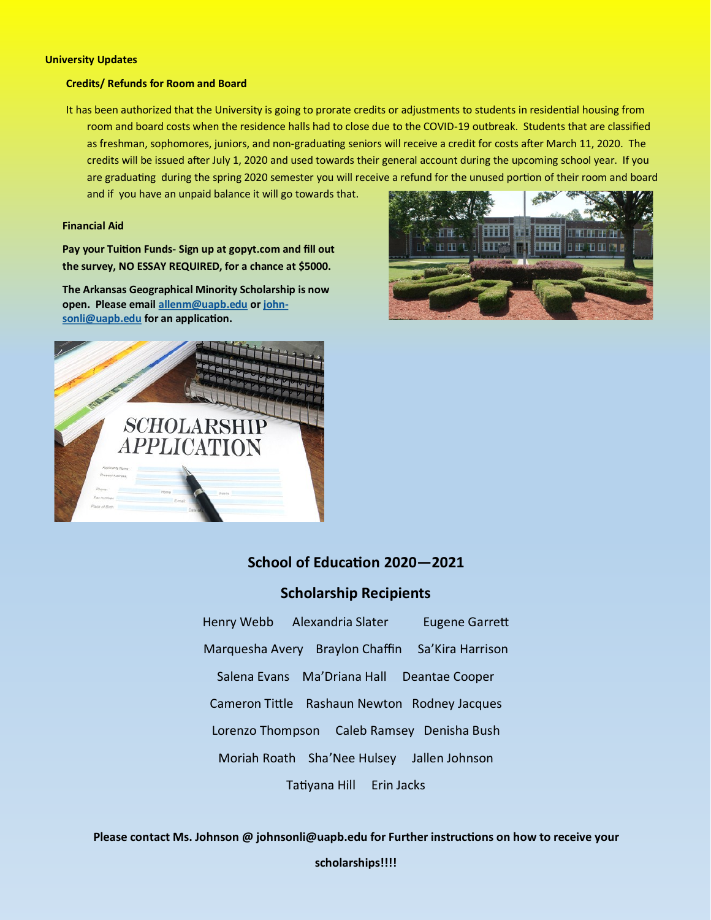## University Updates

### Credits/ Refunds for Room and Board

It has been authorized that the University is going to prorate credits or adjustments to students in residential housing from room and board costs when the residence halls had to close due to the COVID-19 outbreak. Students that are classified as freshman, sophomores, juniors, and non-graduating seniors will receive a credit for costs after March 11, 2020. The credits will be issued after July 1, 2020 and used towards their general account during the upcoming school year. If you are graduating during the spring 2020 semester you will receive a refund for the unused portion of their room and board and if you have an unpaid balance it will go towards that.

### Financial Aid

**Pay your Tuition Funds- Sign up at gopyt.com and fill out the survey, NO ESSAY REQUIRED, for a chance at $5000.**

**The Arkansas Geographical Minority Scholarship is now open. Please email allenm@uapb.edu or john-sonli@uapb.edu for an application.**

## School of Education 2020—2021

## Scholarship Recipients

Henry Webb Alexandria Slater Eugene Garrett

Marquesha Avery Braylon Chaffin Sa'Kira Harrison

Salena Evans Ma'Driana Hall Deantae Cooper

Cameron Tittle Rashaun Newton Rodney Jacques

Lorenzo Thompson Caleb Ramsey Denisha Bush

Moriah Roath Sha'Nee Hulsey Jallen Johnson

Tatiyana Hill Erin Jacks

**Please contact Ms. Johnson @ johnsonli@uapb.edu for Further instructions on how to receive your scholarships!!!!**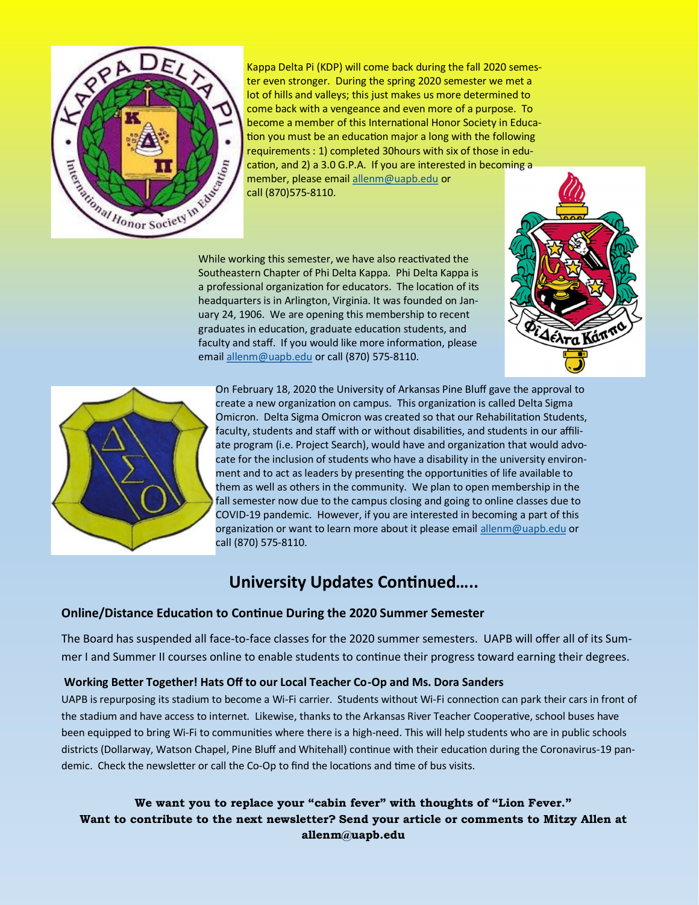Kappa Delta Pi (KDP) will come back during the fall 2020 semester even stronger. During the spring 2020 semester we met a lot of hills and valleys; this just makes us more determined to come back with a vengeance and even more of a purpose. To become a member of this International Honor Society in Education you must be an education major a long with the following requirements : 1) completed 30hours with six of those in education, and 2) a 3.0 G.P.A. If you are interested in becoming a member, please email allenm@uapb.edu or call (870)575-8110.

While working this semester, we have also reactivated the Southeastern Chapter of Phi Delta Kappa. Phi Delta Kappa is a professional organization for educators. The location of its headquarters is in Arlington, Virginia. It was founded on January 24, 1906. We are opening this membership to recent graduates in education, graduate education students, and faculty and staff. If you would like more information, please email allenm@uapb.edu or call (870) 575-8110.

On February 18, 2020 the University of Arkansas Pine Bluff gave the approval to create a new organization on campus. This organization is called Delta Sigma Omicron. Delta Sigma Omicron was created so that our Rehabilitation Students, faculty, students and staff with or without disabilities, and students in our affiliate program (i.e. Project Search), would have and organization that would advocate for the inclusion of students who have a disability in the university environment and to act as leaders by presenting the opportunities of life available to them as well as others in the community. We plan to open membership in the fall semester now due to the campus closing and going to online classes due to COVID-19 pandemic. However, if you are interested in becoming a part of this organization or want to learn more about it please email allenm@uapb.edu or call (870) 575-8110.

## University Updates Continued…..

### Online/Distance Education to Continue During the 2020 Summer Semester

The Board has suspended all face-to-face classes for the 2020 summer semesters. UAPB will offer all of its Summer I and Summer II courses online to enable students to continue their progress toward earning their degrees.

### Working Better Together! Hats Off to our Local Teacher Co-Op and Ms. Dora Sanders

UAPB is repurposing its stadium to become a Wi-Fi carrier. Students without Wi-Fi connection can park their cars in front of the stadium and have access to internet. Likewise, thanks to the Arkansas River Teacher Cooperative, school buses have been equipped to bring Wi-Fi to communities where there is a high-need. This will help students who are in public schools districts (Dollarway, Watson Chapel, Pine Bluff and Whitehall) continue with their education during the Coronavirus-19 pandemic. Check the newsletter or call the Co-Op to find the locations and time of bus visits.

**We want you to replace your "cabin fever" with thoughts of "Lion Fever."**
**Want to contribute to the next newsletter? Send your article or comments to Mitzy Allen at allenm@uapb.edu**